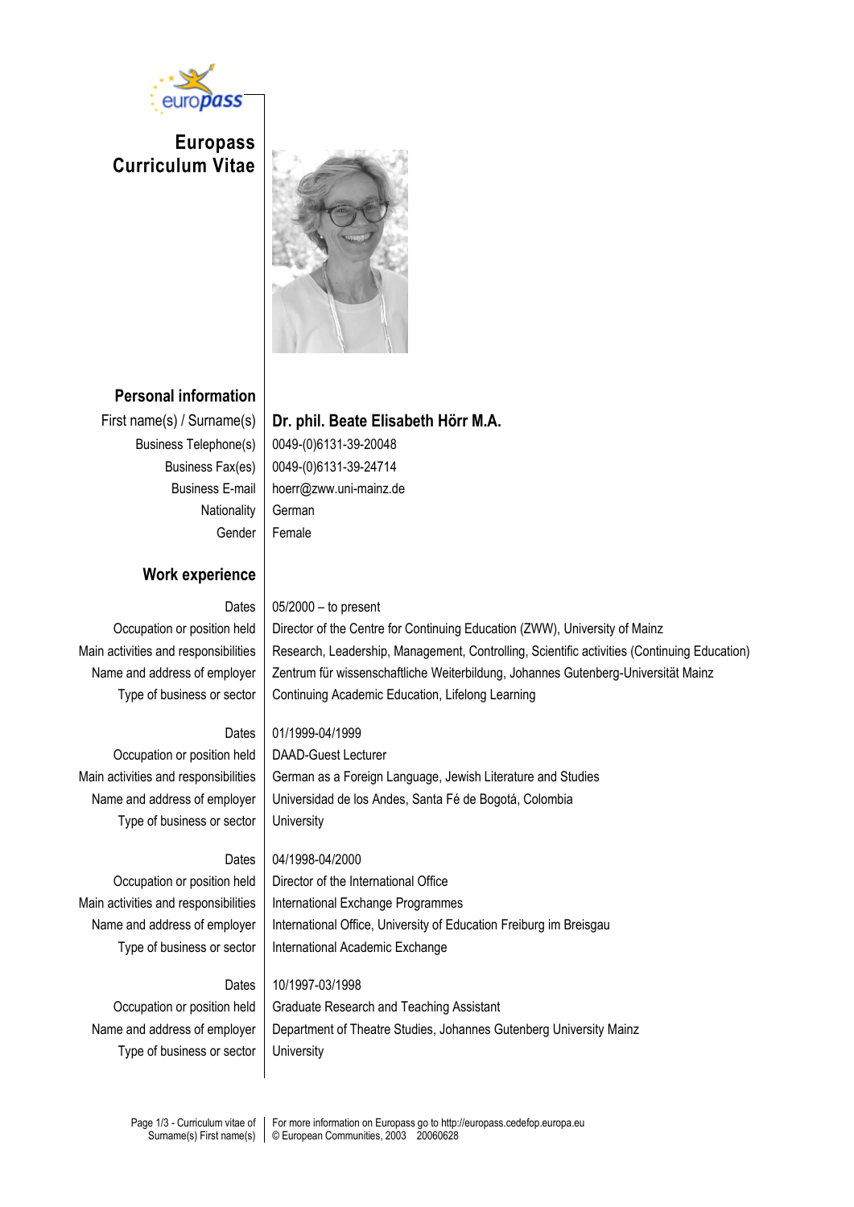# Europass Curriculum Vitae

## Personal information

| | |
|---|---|
| First name(s) / Surname(s) | **Dr. phil. Beate Elisabeth Hörr M.A.** |
| Business Telephone(s) | 0049-(0)6131-39-20048 |
| Business Fax(es) | 0049-(0)6131-39-24714 |
| Business E-mail | hoerr@zww.uni-mainz.de |
| Nationality | German |
| Gender | Female |

## Work experience

| | |
|---|---|
| Dates | 05/2000 – to present |
| Occupation or position held | Director of the Centre for Continuing Education (ZWW), University of Mainz |
| Main activities and responsibilities | Research, Leadership, Management, Controlling, Scientific activities (Continuing Education) |
| Name and address of employer | Zentrum für wissenschaftliche Weiterbildung, Johannes Gutenberg-Universität Mainz |
| Type of business or sector | Continuing Academic Education, Lifelong Learning |

| | |
|---|---|
| Dates | 01/1999-04/1999 |
| Occupation or position held | DAAD-Guest Lecturer |
| Main activities and responsibilities | German as a Foreign Language, Jewish Literature and Studies |
| Name and address of employer | Universidad de los Andes, Santa Fé de Bogotá, Colombia |
| Type of business or sector | University |

| | |
|---|---|
| Dates | 04/1998-04/2000 |
| Occupation or position held | Director of the International Office |
| Main activities and responsibilities | International Exchange Programmes |
| Name and address of employer | International Office, University of Education Freiburg im Breisgau |
| Type of business or sector | International Academic Exchange |

| | |
|---|---|
| Dates | 10/1997-03/1998 |
| Occupation or position held | Graduate Research and Teaching Assistant |
| Name and address of employer | Department of Theatre Studies, Johannes Gutenberg University Mainz |
| Type of business or sector | University |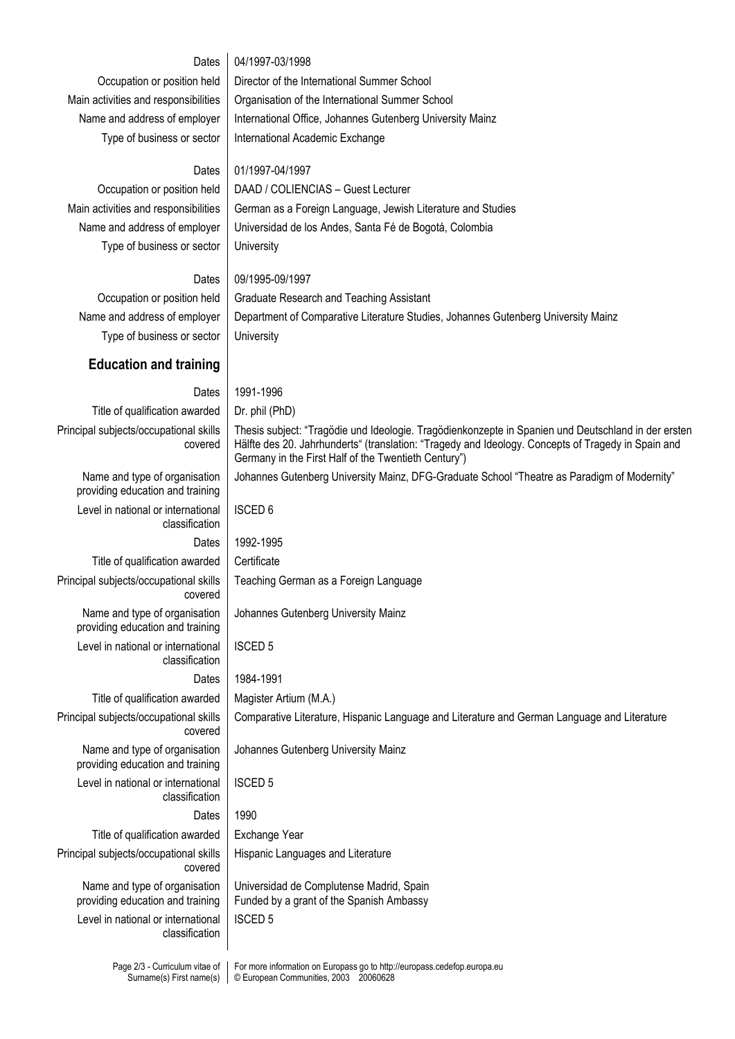| | |
|---|---|
| Dates | 04/1997-03/1998 |
| Occupation or position held | Director of the International Summer School |
| Main activities and responsibilities | Organisation of the International Summer School |
| Name and address of employer | International Office, Johannes Gutenberg University Mainz |
| Type of business or sector | International Academic Exchange |
| | |
| Dates | 01/1997-04/1997 |
| Occupation or position held | DAAD / COLIENCIAS – Guest Lecturer |
| Main activities and responsibilities | German as a Foreign Language, Jewish Literature and Studies |
| Name and address of employer | Universidad de los Andes, Santa Fé de Bogotá, Colombia |
| Type of business or sector | University |
| | |
| Dates | 09/1995-09/1997 |
| Occupation or position held | Graduate Research and Teaching Assistant |
| Name and address of employer | Department of Comparative Literature Studies, Johannes Gutenberg University Mainz |
| Type of business or sector | University |

## Education and training

| | |
|---|---|
| Dates | 1991-1996 |
| Title of qualification awarded | Dr. phil (PhD) |
| Principal subjects/occupational skills covered | Thesis subject: "Tragödie und Ideologie. Tragödienkonzepte in Spanien und Deutschland in der ersten Hälfte des 20. Jahrhunderts" (translation: "Tragedy and Ideology. Concepts of Tragedy in Spain and Germany in the First Half of the Twentieth Century") |
| Name and type of organisation providing education and training | Johannes Gutenberg University Mainz, DFG-Graduate School "Theatre as Paradigm of Modernity" |
| Level in national or international classification | ISCED 6 |
| Dates | 1992-1995 |
| Title of qualification awarded | Certificate |
| Principal subjects/occupational skills covered | Teaching German as a Foreign Language |
| Name and type of organisation providing education and training | Johannes Gutenberg University Mainz |
| Level in national or international classification | ISCED 5 |
| Dates | 1984-1991 |
| Title of qualification awarded | Magister Artium (M.A.) |
| Principal subjects/occupational skills covered | Comparative Literature, Hispanic Language and Literature and German Language and Literature |
| Name and type of organisation providing education and training | Johannes Gutenberg University Mainz |
| Level in national or international classification | ISCED 5 |
| Dates | 1990 |
| Title of qualification awarded | Exchange Year |
| Principal subjects/occupational skills covered | Hispanic Languages and Literature |
| Name and type of organisation providing education and training | Universidad de Complutense Madrid, Spain<br>Funded by a grant of the Spanish Ambassy |
| Level in national or international classification | ISCED 5 |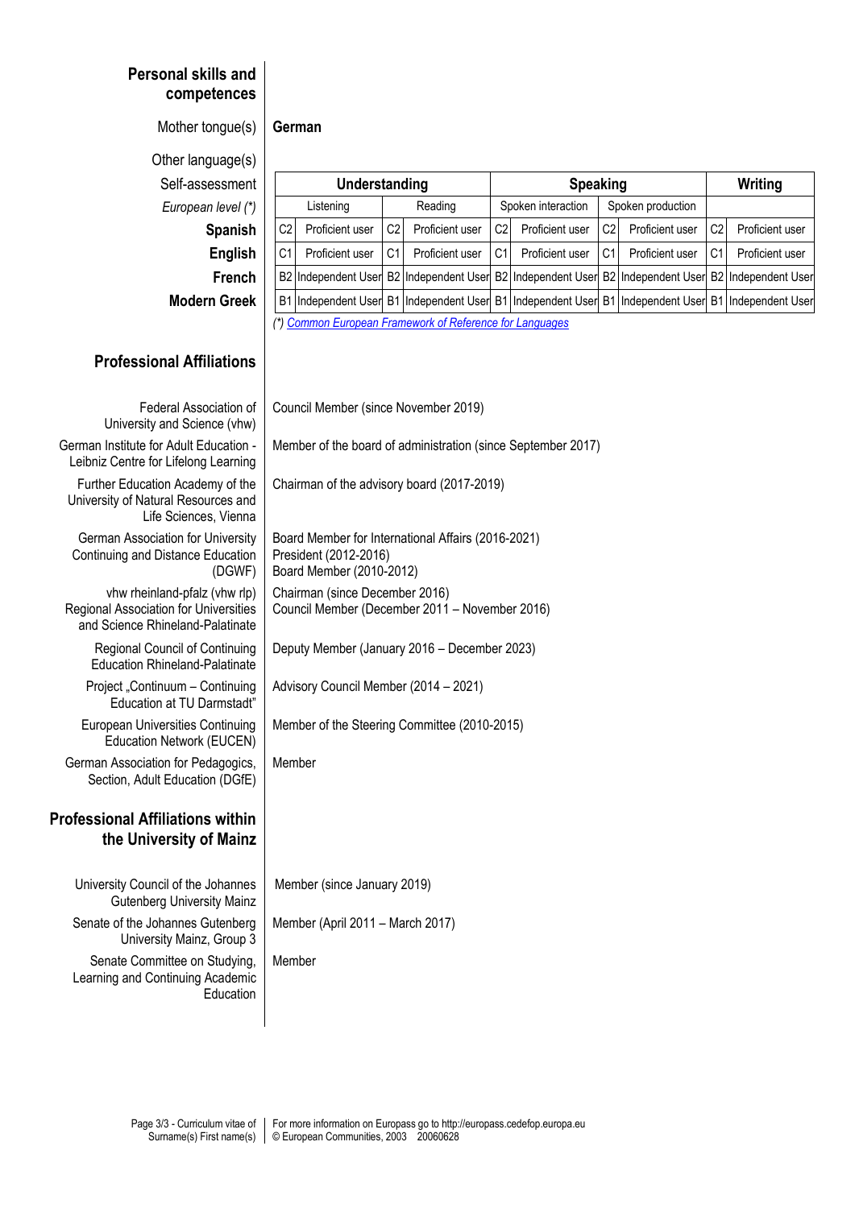## Personal skills and competences

Mother tongue(s) **German**

Other language(s)

| Self-assessment | Understanding | | | | Speaking | | | | Writing | |
|---|---|---|---|---|---|---|---|---|---|---|
| *European level (\*)* | Listening | | Reading | | Spoken interaction | | Spoken production | | | |
| **Spanish** | C2 | Proficient user | C2 | Proficient user | C2 | Proficient user | C2 | Proficient user | C2 | Proficient user |
| **English** | C1 | Proficient user | C1 | Proficient user | C1 | Proficient user | C1 | Proficient user | C1 | Proficient user |
| **French** | B2 | Independent User | B2 | Independent User | B2 | Independent User | B2 | Independent User | B2 | Independent User |
| **Modern Greek** | B1 | Independent User | B1 | Independent User | B1 | Independent User | B1 | Independent User | B1 | Independent User |

*(\*) Common European Framework of Reference for Languages*

## Professional Affiliations

| | |
|---|---|
| Federal Association of University and Science (vhw) | Council Member (since November 2019) |
| German Institute for Adult Education - Leibniz Centre for Lifelong Learning | Member of the board of administration (since September 2017) |
| Further Education Academy of the University of Natural Resources and Life Sciences, Vienna | Chairman of the advisory board (2017-2019) |
| German Association for University Continuing and Distance Education (DGWF) | Board Member for International Affairs (2016-2021)<br>President (2012-2016)<br>Board Member (2010-2012) |
| vhw rheinland-pfalz (vhw rlp) Regional Association for Universities and Science Rhineland-Palatinate | Chairman (since December 2016)<br>Council Member (December 2011 – November 2016) |
| Regional Council of Continuing Education Rhineland-Palatinate | Deputy Member (January 2016 – December 2023) |
| Project „Continuum – Continuing Education at TU Darmstadt" | Advisory Council Member (2014 – 2021) |
| European Universities Continuing Education Network (EUCEN) | Member of the Steering Committee (2010-2015) |
| German Association for Pedagogics, Section, Adult Education (DGfE) | Member |

## Professional Affiliations within the University of Mainz

| | |
|---|---|
| University Council of the Johannes Gutenberg University Mainz | Member (since January 2019) |
| Senate of the Johannes Gutenberg University Mainz, Group 3 | Member (April 2011 – March 2017) |
| Senate Committee on Studying, Learning and Continuing Academic Education | Member |